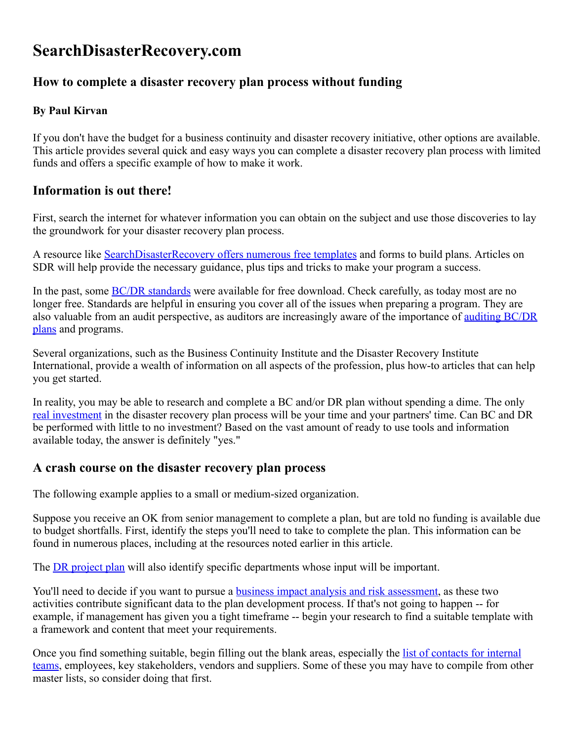# SearchDisasterRecovery.com

## How to complete a disaster recovery plan process without funding

### By Paul Kirvan

If you don't have the budget for a business continuity and disaster recovery initiative, other options are available. This article provides several quick and easy ways you can complete a disaster recovery plan process with limited funds and offers a specific example of how to make it work.

## Information is out there!

First, search the internet for whatever information you can obtain on the subject and use those discoveries to lay the groundwork for your disaster recovery plan process.

A resource like SearchDisasterRecovery offers numerous free templates and forms to build plans. Articles on SDR will help provide the necessary guidance, plus tips and tricks to make your program a success.

In the past, some BC/DR standards were available for free download. Check carefully, as today most are no longer free. Standards are helpful in ensuring you cover all of the issues when preparing a program. They are also valuable from an audit perspective, as auditors are increasingly aware of the importance of auditing BC/DR plans and programs.

Several organizations, such as the Business Continuity Institute and the Disaster Recovery Institute International, provide a wealth of information on all aspects of the profession, plus how-to articles that can help you get started.

In reality, you may be able to research and complete a BC and/or DR plan without spending a dime. The only real investment in the disaster recovery plan process will be your time and your partners' time. Can BC and DR be performed with little to no investment? Based on the vast amount of ready to use tools and information available today, the answer is definitely "yes."

## A crash course on the disaster recovery plan process

The following example applies to a small or medium-sized organization.

Suppose you receive an OK from senior management to complete a plan, but are told no funding is available due to budget shortfalls. First, identify the steps you'll need to take to complete the plan. This information can be found in numerous places, including at the resources noted earlier in this article.

The DR project plan will also identify specific departments whose input will be important.

You'll need to decide if you want to pursue a business impact analysis and risk assessment, as these two activities contribute significant data to the plan development process. If that's not going to happen -- for example, if management has given you a tight timeframe -- begin your research to find a suitable template with a framework and content that meet your requirements.

Once you find something suitable, begin filling out the blank areas, especially the list of contacts for internal teams, employees, key stakeholders, vendors and suppliers. Some of these you may have to compile from other master lists, so consider doing that first.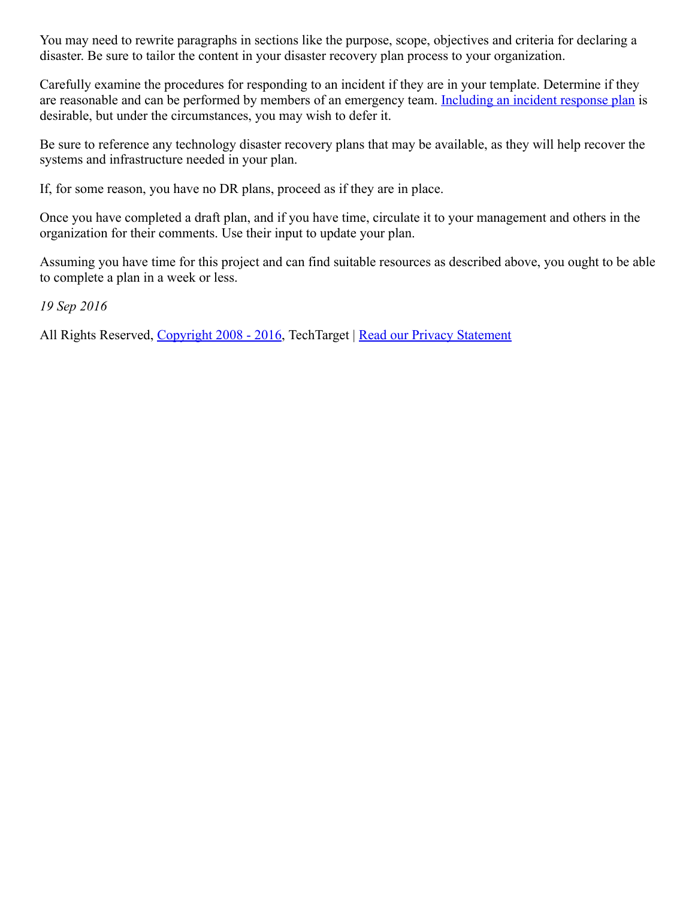You may need to rewrite paragraphs in sections like the purpose, scope, objectives and criteria for declaring a disaster. Be sure to tailor the content in your disaster recovery plan process to your organization.

Carefully examine the procedures for responding to an incident if they are in your template. Determine if they are reasonable and can be performed by members of an emergency team. Including an incident response plan is desirable, but under the circumstances, you may wish to defer it.

Be sure to reference any technology disaster recovery plans that may be available, as they will help recover the systems and infrastructure needed in your plan.

If, for some reason, you have no DR plans, proceed as if they are in place.

Once you have completed a draft plan, and if you have time, circulate it to your management and others in the organization for their comments. Use their input to update your plan.

Assuming you have time for this project and can find suitable resources as described above, you ought to be able to complete a plan in a week or less.

*19 Sep 2016*

All Rights Reserved, Copyright 2008 - 2016, TechTarget | Read our Privacy Statement